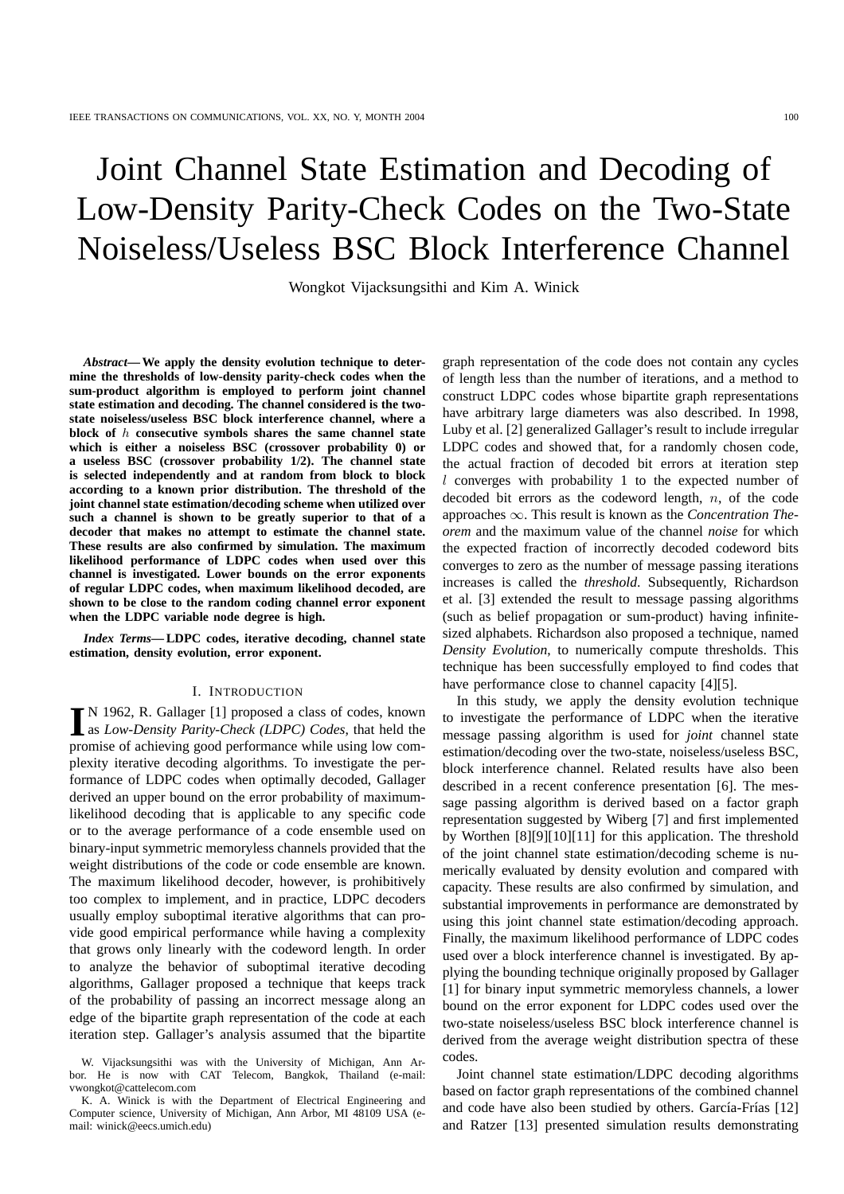# Joint Channel State Estimation and Decoding of Low-Density Parity-Check Codes on the Two-State Noiseless/Useless BSC Block Interference Channel

Wongkot Vijacksungsithi and Kim A. Winick

***Abstract*— We apply the density evolution technique to determine the thresholds of low-density parity-check codes when the sum-product algorithm is employed to perform joint channel state estimation and decoding. The channel considered is the two-state noiseless/useless BSC block interference channel, where a block of $h$ consecutive symbols shares the same channel state which is either a noiseless BSC (crossover probability 0) or a useless BSC (crossover probability 1/2). The channel state is selected independently and at random from block to block according to a known prior distribution. The threshold of the joint channel state estimation/decoding scheme when utilized over such a channel is shown to be greatly superior to that of a decoder that makes no attempt to estimate the channel state. These results are also confirmed by simulation. The maximum likelihood performance of LDPC codes when used over this channel is investigated. Lower bounds on the error exponents of regular LDPC codes, when maximum likelihood decoded, are shown to be close to the random coding channel error exponent when the LDPC variable node degree is high.**

***Index Terms*— LDPC codes, iterative decoding, channel state estimation, density evolution, error exponent.**

## I. Introduction

In 1962, R. Gallager [1] proposed a class of codes, known as *Low-Density Parity-Check (LDPC) Codes*, that held the promise of achieving good performance while using low complexity iterative decoding algorithms. To investigate the performance of LDPC codes when optimally decoded, Gallager derived an upper bound on the error probability of maximum-likelihood decoding that is applicable to any specific code or to the average performance of a code ensemble used on binary-input symmetric memoryless channels provided that the weight distributions of the code or code ensemble are known. The maximum likelihood decoder, however, is prohibitively too complex to implement, and in practice, LDPC decoders usually employ suboptimal iterative algorithms that can provide good empirical performance while having a complexity that grows only linearly with the codeword length. In order to analyze the behavior of suboptimal iterative decoding algorithms, Gallager proposed a technique that keeps track of the probability of passing an incorrect message along an edge of the bipartite graph representation of the code at each iteration step. Gallager's analysis assumed that the bipartite graph representation of the code does not contain any cycles of length less than the number of iterations, and a method to construct LDPC codes whose bipartite graph representations have arbitrary large diameters was also described. In 1998, Luby et al. [2] generalized Gallager's result to include irregular LDPC codes and showed that, for a randomly chosen code, the actual fraction of decoded bit errors at iteration step $l$ converges with probability 1 to the expected number of decoded bit errors as the codeword length, $n$, of the code approaches $\infty$. This result is known as the *Concentration Theorem* and the maximum value of the channel *noise* for which the expected fraction of incorrectly decoded codeword bits converges to zero as the number of message passing iterations increases is called the *threshold*. Subsequently, Richardson et al. [3] extended the result to message passing algorithms (such as belief propagation or sum-product) having infinite-sized alphabets. Richardson also proposed a technique, named *Density Evolution*, to numerically compute thresholds. This technique has been successfully employed to find codes that have performance close to channel capacity [4][5].

In this study, we apply the density evolution technique to investigate the performance of LDPC when the iterative message passing algorithm is used for *joint* channel state estimation/decoding over the two-state, noiseless/useless BSC, block interference channel. Related results have also been described in a recent conference presentation [6]. The message passing algorithm is derived based on a factor graph representation suggested by Wiberg [7] and first implemented by Worthen [8][9][10][11] for this application. The threshold of the joint channel state estimation/decoding scheme is numerically evaluated by density evolution and compared with capacity. These results are also confirmed by simulation, and substantial improvements in performance are demonstrated by using this joint channel state estimation/decoding approach. Finally, the maximum likelihood performance of LDPC codes used over a block interference channel is investigated. By applying the bounding technique originally proposed by Gallager [1] for binary input symmetric memoryless channels, a lower bound on the error exponent for LDPC codes used over the two-state noiseless/useless BSC block interference channel is derived from the average weight distribution spectra of these codes.

Joint channel state estimation/LDPC decoding algorithms based on factor graph representations of the combined channel and code have also been studied by others. García-Frías [12] and Ratzer [13] presented simulation results demonstrating

W. Vijacksungsithi was with the University of Michigan, Ann Arbor. He is now with CAT Telecom, Bangkok, Thailand (e-mail: vwongkot@cattelecom.com

K. A. Winick is with the Department of Electrical Engineering and Computer science, University of Michigan, Ann Arbor, MI 48109 USA (e-mail: winick@eecs.umich.edu)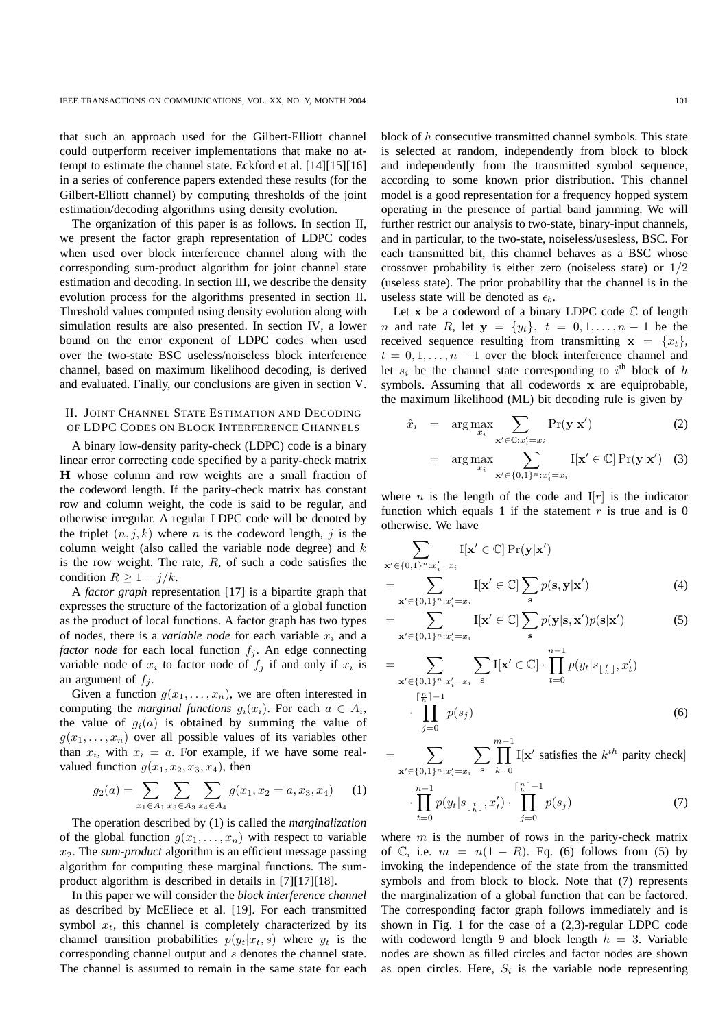that such an approach used for the Gilbert-Elliott channel could outperform receiver implementations that make no attempt to estimate the channel state. Eckford et al. [14][15][16] in a series of conference papers extended these results (for the Gilbert-Elliott channel) by computing thresholds of the joint estimation/decoding algorithms using density evolution.

The organization of this paper is as follows. In section II, we present the factor graph representation of LDPC codes when used over block interference channel along with the corresponding sum-product algorithm for joint channel state estimation and decoding. In section III, we describe the density evolution process for the algorithms presented in section II. Threshold values computed using density evolution along with simulation results are also presented. In section IV, a lower bound on the error exponent of LDPC codes when used over the two-state BSC useless/noiseless block interference channel, based on maximum likelihood decoding, is derived and evaluated. Finally, our conclusions are given in section V.

## II. Joint Channel State Estimation and Decoding of LDPC Codes on Block Interference Channels

A binary low-density parity-check (LDPC) code is a binary linear error correcting code specified by a parity-check matrix $\mathbf{H}$ whose column and row weights are a small fraction of the codeword length. If the parity-check matrix has constant row and column weight, the code is said to be regular, and otherwise irregular. A regular LDPC code will be denoted by the triplet $(n, j, k)$ where $n$ is the codeword length, $j$ is the column weight (also called the variable node degree) and $k$ is the row weight. The rate, $R$, of such a code satisfies the condition $R \geq 1 - j/k$.

A *factor graph* representation [17] is a bipartite graph that expresses the structure of the factorization of a global function as the product of local functions. A factor graph has two types of nodes, there is a *variable node* for each variable $x_i$ and a *factor node* for each local function $f_j$. An edge connecting variable node of $x_i$ to factor node of $f_j$ if and only if $x_i$ is an argument of $f_j$.

Given a function $g(x_1, \ldots, x_n)$, we are often interested in computing the *marginal functions* $g_i(x_i)$. For each $a \in A_i$, the value of $g_i(a)$ is obtained by summing the value of $g(x_1, \ldots, x_n)$ over all possible values of its variables other than $x_i$, with $x_i = a$. For example, if we have some real-valued function $g(x_1, x_2, x_3, x_4)$, then

$$g_2(a) = \sum_{x_1 \in A_1} \sum_{x_3 \in A_3} \sum_{x_4 \in A_4} g(x_1, x_2 = a, x_3, x_4) \quad (1)$$

The operation described by (1) is called the *marginalization* of the global function $g(x_1, \ldots, x_n)$ with respect to variable $x_2$. The *sum-product* algorithm is an efficient message passing algorithm for computing these marginal functions. The sum-product algorithm is described in details in [7][17][18].

In this paper we will consider the *block interference channel* as described by McEliece et al. [19]. For each transmitted symbol $x_t$, this channel is completely characterized by its channel transition probabilities $p(y_t|x_t, s)$ where $y_t$ is the corresponding channel output and $s$ denotes the channel state. The channel is assumed to remain in the same state for each block of $h$ consecutive transmitted channel symbols. This state is selected at random, independently from block to block and independently from the transmitted symbol sequence, according to some known prior distribution. This channel model is a good representation for a frequency hopped system operating in the presence of partial band jamming. We will further restrict our analysis to two-state, binary-input channels, and in particular, to the two-state, noiseless/usesless, BSC. For each transmitted bit, this channel behaves as a BSC whose crossover probability is either zero (noiseless state) or $1/2$ (useless state). The prior probability that the channel is in the useless state will be denoted as $\epsilon_b$.

Let $\mathbf{x}$ be a codeword of a binary LDPC code $\mathbb{C}$ of length $n$ and rate $R$, let $\mathbf{y} = \{y_t\},\ t = 0, 1, \ldots, n-1$ be the received sequence resulting from transmitting $\mathbf{x} = \{x_t\}$, $t = 0, 1, \ldots, n-1$ over the block interference channel and let $s_i$ be the channel state corresponding to $i^{\text{th}}$ block of $h$ symbols. Assuming that all codewords $\mathbf{x}$ are equiprobable, the maximum likelihood (ML) bit decoding rule is given by

$$\hat{x}_i = \arg\max_{x_i} \sum_{\mathbf{x}' \in \mathbb{C} : x'_i = x_i} \Pr(\mathbf{y}|\mathbf{x}') \quad (2)$$

$$= \arg\max_{x_i} \sum_{\mathbf{x}' \in \{0,1\}^n : x'_i = x_i} \mathrm{I}[\mathbf{x}' \in \mathbb{C}] \Pr(\mathbf{y}|\mathbf{x}') \quad (3)$$

where $n$ is the length of the code and $\mathrm{I}[r]$ is the indicator function which equals 1 if the statement $r$ is true and is 0 otherwise. We have

$$\sum_{\mathbf{x}' \in \{0,1\}^n : x'_i = x_i} \mathrm{I}[\mathbf{x}' \in \mathbb{C}] \Pr(\mathbf{y}|\mathbf{x}')$$

$$= \sum_{\mathbf{x}' \in \{0,1\}^n : x'_i = x_i} \mathrm{I}[\mathbf{x}' \in \mathbb{C}] \sum_{\mathbf{s}} p(\mathbf{s}, \mathbf{y}|\mathbf{x}') \quad (4)$$

$$= \sum_{\mathbf{x}' \in \{0,1\}^n : x'_i = x_i} \mathrm{I}[\mathbf{x}' \in \mathbb{C}] \sum_{\mathbf{s}} p(\mathbf{y}|\mathbf{s}, \mathbf{x}') p(\mathbf{s}|\mathbf{x}') \quad (5)$$

$$= \sum_{\mathbf{x}' \in \{0,1\}^n : x'_i = x_i} \sum_{\mathbf{s}} \mathrm{I}[\mathbf{x}' \in \mathbb{C}] \cdot \prod_{t=0}^{n-1} p(y_t | s_{\lfloor \frac{t}{h} \rfloor}, x'_t) \cdot \prod_{j=0}^{\lceil \frac{n}{h} \rceil - 1} p(s_j) \quad (6)$$

$$= \sum_{\mathbf{x}' \in \{0,1\}^n : x'_i = x_i} \sum_{\mathbf{s}} \prod_{k=0}^{m-1} \mathrm{I}[\mathbf{x}' \text{ satisfies the } k^{th} \text{ parity check}] \cdot \prod_{t=0}^{n-1} p(y_t | s_{\lfloor \frac{t}{h} \rfloor}, x'_t) \cdot \prod_{j=0}^{\lceil \frac{n}{h} \rceil - 1} p(s_j) \quad (7)$$

where $m$ is the number of rows in the parity-check matrix of $\mathbb{C}$, i.e. $m = n(1-R)$. Eq. (6) follows from (5) by invoking the independence of the state from the transmitted symbols and from block to block. Note that (7) represents the marginalization of a global function that can be factored. The corresponding factor graph follows immediately and is shown in Fig. 1 for the case of a (2,3)-regular LDPC code with codeword length 9 and block length $h = 3$. Variable nodes are shown as filled circles and factor nodes are shown as open circles. Here, $S_i$ is the variable node representing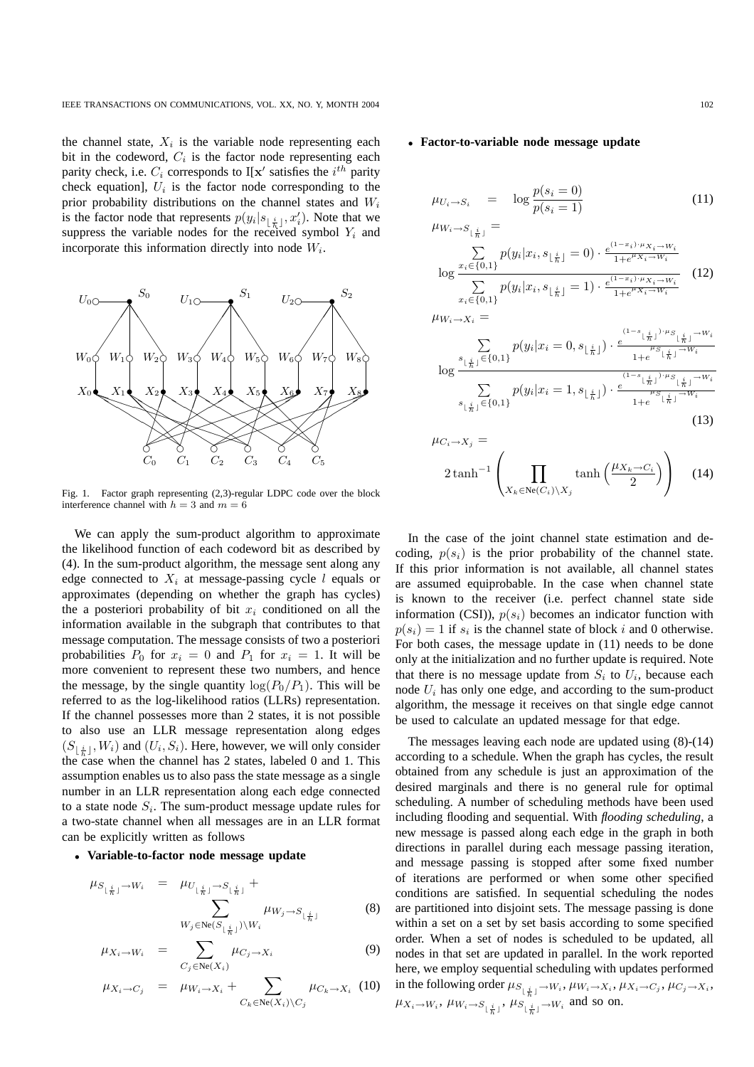the channel state, $X_i$ is the variable node representing each bit in the codeword, $C_i$ is the factor node representing each parity check, i.e. $C_i$ corresponds to I[$\mathbf{x}'$ satisfies the $i^{th}$ parity check equation], $U_i$ is the factor node corresponding to the prior probability distributions on the channel states and $W_i$ is the factor node that represents $p(y_i|s_{\lfloor \frac{i}{h} \rfloor}, x_i')$. Note that we suppress the variable nodes for the received symbol $Y_i$ and incorporate this information directly into node $W_i$.

Fig. 1. Factor graph representing (2,3)-regular LDPC code over the block interference channel with $h = 3$ and $m = 6$

We can apply the sum-product algorithm to approximate the likelihood function of each codeword bit as described by (4). In the sum-product algorithm, the message sent along any edge connected to $X_i$ at message-passing cycle $l$ equals or approximates (depending on whether the graph has cycles) the a posteriori probability of bit $x_i$ conditioned on all the information available in the subgraph that contributes to that message computation. The message consists of two a posteriori probabilities $P_0$ for $x_i = 0$ and $P_1$ for $x_i = 1$. It will be more convenient to represent these two numbers, and hence the message, by the single quantity $\log(P_0/P_1)$. This will be referred to as the log-likelihood ratios (LLRs) representation. If the channel possesses more than 2 states, it is not possible to also use an LLR message representation along edges $(S_{\lfloor \frac{i}{h} \rfloor}, W_i)$ and $(U_i, S_i)$. Here, however, we will only consider the case when the channel has 2 states, labeled 0 and 1. This assumption enables us to also pass the state message as a single number in an LLR representation along each edge connected to a state node $S_i$. The sum-product message update rules for a two-state channel when all messages are in an LLR format can be explicitly written as follows

- **Variable-to-factor node message update**

$$\mu_{S_{\lfloor \frac{i}{h} \rfloor} \to W_i} = \mu_{U_{\lfloor \frac{i}{h} \rfloor} \to S_{\lfloor \frac{i}{h} \rfloor}} + \sum_{W_j \in \mathrm{Ne}(S_{\lfloor \frac{i}{h} \rfloor}) \setminus W_i} \mu_{W_j \to S_{\lfloor \frac{i}{h} \rfloor}} \quad (8)$$

$$\mu_{X_i \to W_i} = \sum_{C_j \in \mathrm{Ne}(X_i)} \mu_{C_j \to X_i} \quad (9)$$

$$\mu_{X_i \to C_j} = \mu_{W_i \to X_i} + \sum_{C_k \in \mathrm{Ne}(X_i) \setminus C_j} \mu_{C_k \to X_i} \quad (10)$$

- **Factor-to-variable node message update**

$$\mu_{U_i \to S_i} = \log \frac{p(s_i = 0)}{p(s_i = 1)} \quad (11)$$

$$\mu_{W_i \to S_{\lfloor \frac{i}{h} \rfloor}} = \log \frac{\sum_{x_i \in \{0,1\}} p(y_i|x_i, s_{\lfloor \frac{i}{h} \rfloor} = 0) \cdot \frac{e^{(1-x_i)\cdot \mu_{X_i \to W_i}}}{1+e^{\mu_{X_i \to W_i}}}}{\sum_{x_i \in \{0,1\}} p(y_i|x_i, s_{\lfloor \frac{i}{h} \rfloor} = 1) \cdot \frac{e^{(1-x_i)\cdot \mu_{X_i \to W_i}}}{1+e^{\mu_{X_i \to W_i}}}} \quad (12)$$

$$\mu_{W_i \to X_i} = \log \frac{\sum_{s_{\lfloor \frac{i}{h} \rfloor} \in \{0,1\}} p(y_i|x_i = 0, s_{\lfloor \frac{i}{h} \rfloor}) \cdot \frac{e^{(1-s_{\lfloor \frac{i}{h} \rfloor})\cdot \mu_{S_{\lfloor \frac{i}{h} \rfloor} \to W_i}}}{1+e^{\mu_{S_{\lfloor \frac{i}{h} \rfloor} \to W_i}}}}{\sum_{s_{\lfloor \frac{i}{h} \rfloor} \in \{0,1\}} p(y_i|x_i = 1, s_{\lfloor \frac{i}{h} \rfloor}) \cdot \frac{e^{(1-s_{\lfloor \frac{i}{h} \rfloor})\cdot \mu_{S_{\lfloor \frac{i}{h} \rfloor} \to W_i}}}{1+e^{\mu_{S_{\lfloor \frac{i}{h} \rfloor} \to W_i}}}} \quad (13)$$

$$\mu_{C_i \to X_j} = 2 \tanh^{-1} \left( \prod_{X_k \in \mathrm{Ne}(C_i) \setminus X_j} \tanh\left(\frac{\mu_{X_k \to C_i}}{2}\right) \right) \quad (14)$$

In the case of the joint channel state estimation and decoding, $p(s_i)$ is the prior probability of the channel state. If this prior information is not available, all channel states are assumed equiprobable. In the case when channel state is known to the receiver (i.e. perfect channel state side information (CSI)), $p(s_i)$ becomes an indicator function with $p(s_i) = 1$ if $s_i$ is the channel state of block $i$ and 0 otherwise. For both cases, the message update in (11) needs to be done only at the initialization and no further update is required. Note that there is no message update from $S_i$ to $U_i$, because each node $U_i$ has only one edge, and according to the sum-product algorithm, the message it receives on that single edge cannot be used to calculate an updated message for that edge.

The messages leaving each node are updated using (8)-(14) according to a schedule. When the graph has cycles, the result obtained from any schedule is just an approximation of the desired marginals and there is no general rule for optimal scheduling. A number of scheduling methods have been used including flooding and sequential. With *flooding scheduling*, a new message is passed along each edge in the graph in both directions in parallel during each message passing iteration, and message passing is stopped after some fixed number of iterations are performed or when some other specified conditions are satisfied. In sequential scheduling the nodes are partitioned into disjoint sets. The message passing is done within a set on a set by set basis according to some specified order. When a set of nodes is scheduled to be updated, all nodes in that set are updated in parallel. In the work reported here, we employ sequential scheduling with updates performed in the following order $\mu_{S_{\lfloor \frac{i}{h} \rfloor} \to W_i}$, $\mu_{W_i \to X_i}$, $\mu_{X_i \to C_j}$, $\mu_{C_j \to X_i}$, $\mu_{X_i \to W_i}$, $\mu_{W_i \to S_{\lfloor \frac{i}{h} \rfloor}}$, $\mu_{S_{\lfloor \frac{i}{h} \rfloor} \to W_i}$ and so on.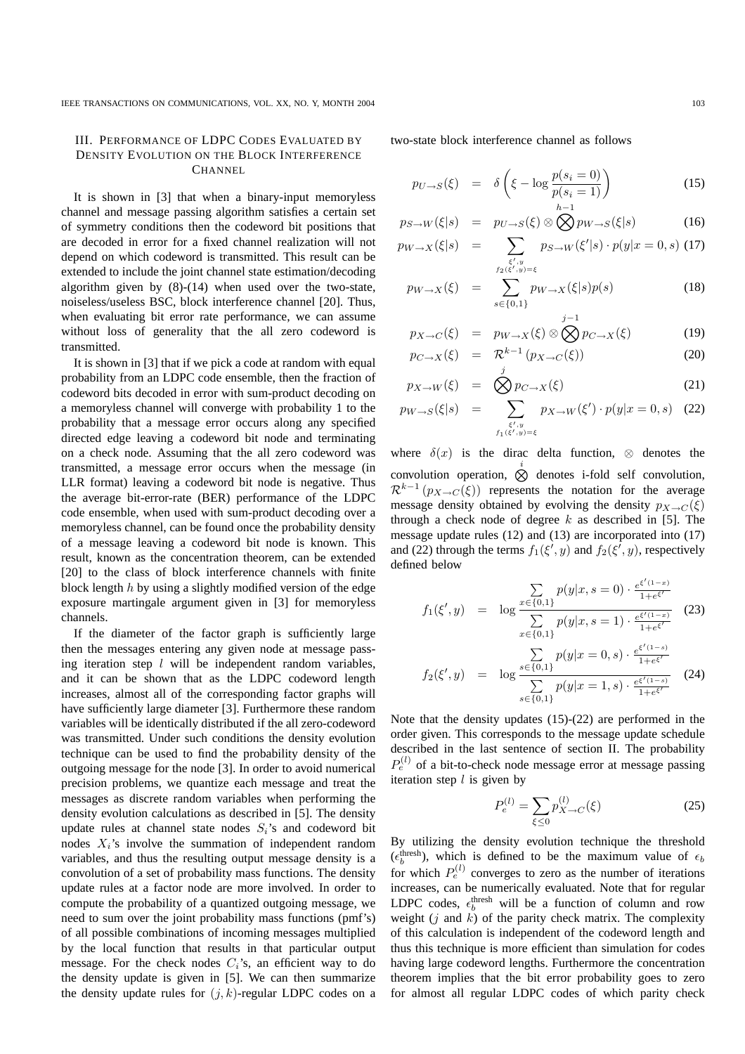## III. Performance of LDPC Codes Evaluated by Density Evolution on the Block Interference Channel

It is shown in [3] that when a binary-input memoryless channel and message passing algorithm satisfies a certain set of symmetry conditions then the codeword bit positions that are decoded in error for a fixed channel realization will not depend on which codeword is transmitted. This result can be extended to include the joint channel state estimation/decoding algorithm given by (8)-(14) when used over the two-state, noiseless/useless BSC, block interference channel [20]. Thus, when evaluating bit error rate performance, we can assume without loss of generality that the all zero codeword is transmitted.

It is shown in [3] that if we pick a code at random with equal probability from an LDPC code ensemble, then the fraction of codeword bits decoded in error with sum-product decoding on a memoryless channel will converge with probability 1 to the probability that a message error occurs along any specified directed edge leaving a codeword bit node and terminating on a check node. Assuming that the all zero codeword was transmitted, a message error occurs when the message (in LLR format) leaving a codeword bit node is negative. Thus the average bit-error-rate (BER) performance of the LDPC code ensemble, when used with sum-product decoding over a memoryless channel, can be found once the probability density of a message leaving a codeword bit node is known. This result, known as the concentration theorem, can be extended [20] to the class of block interference channels with finite block length $h$ by using a slightly modified version of the edge exposure martingale argument given in [3] for memoryless channels.

If the diameter of the factor graph is sufficiently large then the messages entering any given node at message passing iteration step $l$ will be independent random variables, and it can be shown that as the LDPC codeword length increases, almost all of the corresponding factor graphs will have sufficiently large diameter [3]. Furthermore these random variables will be identically distributed if the all zero-codeword was transmitted. Under such conditions the density evolution technique can be used to find the probability density of the outgoing message for the node [3]. In order to avoid numerical precision problems, we quantize each message and treat the messages as discrete random variables when performing the density evolution calculations as described in [5]. The density update rules at channel state nodes $S_i$'s and codeword bit nodes $X_i$'s involve the summation of independent random variables, and thus the resulting output message density is a convolution of a set of probability mass functions. The density update rules at a factor node are more involved. In order to compute the probability of a quantized outgoing message, we need to sum over the joint probability mass functions (pmf's) of all possible combinations of incoming messages multiplied by the local function that results in that particular output message. For the check nodes $C_i$'s, an efficient way to do the density update is given in [5]. We can then summarize the density update rules for $(j,k)$-regular LDPC codes on a two-state block interference channel as follows

$$p_{U\to S}(\xi) = \delta\left(\xi - \log\frac{p(s_i=0)}{p(s_i=1)}\right) \tag{15}$$

$$p_{S\to W}(\xi|s) = p_{U\to S}(\xi)\otimes \bigotimes^{h-1} p_{W\to S}(\xi|s) \tag{16}$$

$$p_{W\to X}(\xi|s) = \sum_{\substack{\xi',y\\ f_2(\xi',y)=\xi}} p_{S\to W}(\xi'|s)\cdot p(y|x=0,s) \tag{17}$$

$$p_{W\to X}(\xi) = \sum_{s\in\{0,1\}} p_{W\to X}(\xi|s)p(s) \tag{18}$$

$$p_{X\to C}(\xi) = p_{W\to X}(\xi)\otimes \bigotimes^{j-1} p_{C\to X}(\xi) \tag{19}$$

$$p_{C\to X}(\xi) = \mathcal{R}^{k-1}\left(p_{X\to C}(\xi)\right) \tag{20}$$

$$p_{X\to W}(\xi) = \bigotimes^{j} p_{C\to X}(\xi) \tag{21}$$

$$p_{W\to S}(\xi|s) = \sum_{\substack{\xi',y\\ f_1(\xi',y)=\xi}} p_{X\to W}(\xi')\cdot p(y|x=0,s) \tag{22}$$

where $\delta(x)$ is the dirac delta function, $\otimes$ denotes the convolution operation, $\bigotimes^{i}$ denotes i-fold self convolution, $\mathcal{R}^{k-1}\left(p_{X\to C}(\xi)\right)$ represents the notation for the average message density obtained by evolving the density $p_{X\to C}(\xi)$ through a check node of degree $k$ as described in [5]. The message update rules (12) and (13) are incorporated into (17) and (22) through the terms $f_1(\xi',y)$ and $f_2(\xi',y)$, respectively defined below

$$f_1(\xi',y) = \log\frac{\sum_{x\in\{0,1\}} p(y|x,s=0)\cdot\frac{e^{\xi'(1-x)}}{1+e^{\xi'}}}{\sum_{x\in\{0,1\}} p(y|x,s=1)\cdot\frac{e^{\xi'(1-x)}}{1+e^{\xi'}}} \tag{23}$$

$$f_2(\xi',y) = \log\frac{\sum_{s\in\{0,1\}} p(y|x=0,s)\cdot\frac{e^{\xi'(1-s)}}{1+e^{\xi'}}}{\sum_{s\in\{0,1\}} p(y|x=1,s)\cdot\frac{e^{\xi'(1-s)}}{1+e^{\xi'}}} \tag{24}$$

Note that the density updates (15)-(22) are performed in the order given. This corresponds to the message update schedule described in the last sentence of section II. The probability $P_e^{(l)}$ of a bit-to-check node message error at message passing iteration step $l$ is given by

$$P_e^{(l)} = \sum_{\xi\le 0} p_{X\to C}^{(l)}(\xi) \tag{25}$$

By utilizing the density evolution technique the threshold ($\epsilon_b^{\text{thresh}}$), which is defined to be the maximum value of $\epsilon_b$ for which $P_e^{(l)}$ converges to zero as the number of iterations increases, can be numerically evaluated. Note that for regular LDPC codes, $\epsilon_b^{\text{thresh}}$ will be a function of column and row weight ($j$ and $k$) of the parity check matrix. The complexity of this calculation is independent of the codeword length and thus this technique is more efficient than simulation for codes having large codeword lengths. Furthermore the concentration theorem implies that the bit error probability goes to zero for almost all regular LDPC codes of which parity check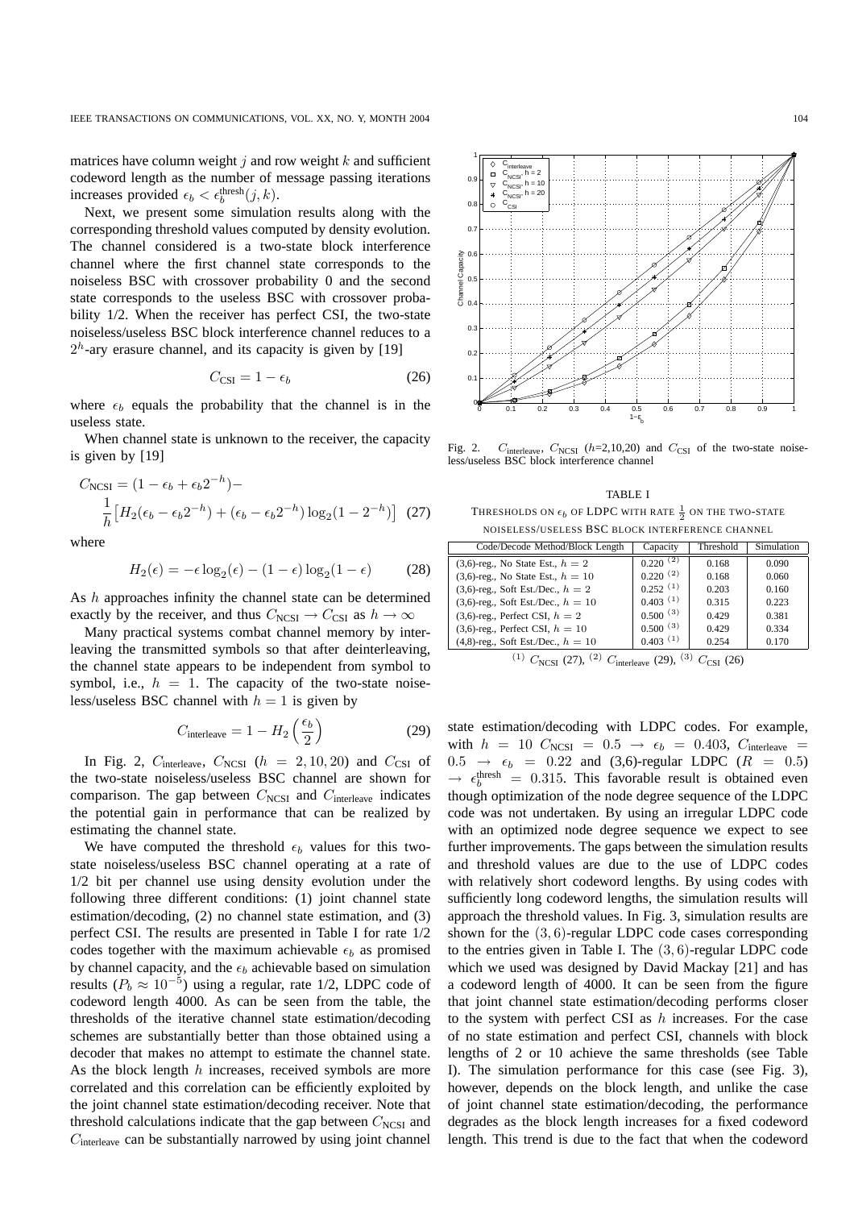matrices have column weight $j$ and row weight $k$ and sufficient codeword length as the number of message passing iterations increases provided $\epsilon_b < \epsilon_b^{\text{thresh}}(j,k)$.

Next, we present some simulation results along with the corresponding threshold values computed by density evolution. The channel considered is a two-state block interference channel where the first channel state corresponds to the noiseless BSC with crossover probability 0 and the second state corresponds to the useless BSC with crossover probability 1/2. When the receiver has perfect CSI, the two-state noiseless/useless BSC block interference channel reduces to a $2^h$-ary erasure channel, and its capacity is given by [19]

$$C_{\text{CSI}} = 1 - \epsilon_b \tag{26}$$

where $\epsilon_b$ equals the probability that the channel is in the useless state.

When channel state is unknown to the receiver, the capacity is given by [19]

$$C_{\text{NCSI}} = (1 - \epsilon_b + \epsilon_b 2^{-h}) - \frac{1}{h}\left[H_2(\epsilon_b - \epsilon_b 2^{-h}) + (\epsilon_b - \epsilon_b 2^{-h})\log_2(1 - 2^{-h})\right] \tag{27}$$

where

$$H_2(\epsilon) = -\epsilon \log_2(\epsilon) - (1-\epsilon)\log_2(1-\epsilon) \tag{28}$$

As $h$ approaches infinity the channel state can be determined exactly by the receiver, and thus $C_{\text{NCSI}} \to C_{\text{CSI}}$ as $h \to \infty$

Many practical systems combat channel memory by interleaving the transmitted symbols so that after deinterleaving, the channel state appears to be independent from symbol to symbol, i.e., $h = 1$. The capacity of the two-state noiseless/useless BSC channel with $h = 1$ is given by

$$C_{\text{interleave}} = 1 - H_2\left(\frac{\epsilon_b}{2}\right) \tag{29}$$

In Fig. 2, $C_{\text{interleave}}$, $C_{\text{NCSI}}$ ($h = 2, 10, 20$) and $C_{\text{CSI}}$ of the two-state noiseless/useless BSC channel are shown for comparison. The gap between $C_{\text{NCSI}}$ and $C_{\text{interleave}}$ indicates the potential gain in performance that can be realized by estimating the channel state.

We have computed the threshold $\epsilon_b$ values for this two-state noiseless/useless BSC channel operating at a rate of 1/2 bit per channel use using density evolution under the following three different conditions: (1) joint channel state estimation/decoding, (2) no channel state estimation, and (3) perfect CSI. The results are presented in Table I for rate 1/2 codes together with the maximum achievable $\epsilon_b$ as promised by channel capacity, and the $\epsilon_b$ achievable based on simulation results ($P_b \approx 10^{-5}$) using a regular, rate 1/2, LDPC code of codeword length 4000. As can be seen from the table, the thresholds of the iterative channel state estimation/decoding schemes are substantially better than those obtained using a decoder that makes no attempt to estimate the channel state. As the block length $h$ increases, received symbols are more correlated and this correlation can be efficiently exploited by the joint channel state estimation/decoding receiver. Note that threshold calculations indicate that the gap between $C_{\text{NCSI}}$ and $C_{\text{interleave}}$ can be substantially narrowed by using joint channel state estimation/decoding with LDPC codes. For example, with $h = 10$ $C_{\text{NCSI}} = 0.5 \to \epsilon_b = 0.403$, $C_{\text{interleave}} = 0.5 \to \epsilon_b = 0.22$ and (3,6)-regular LDPC ($R = 0.5$) $\to \epsilon_b^{\text{thresh}} = 0.315$. This favorable result is obtained even though optimization of the node degree sequence of the LDPC code was not undertaken. By using an irregular LDPC code with an optimized node degree sequence we expect to see further improvements. The gaps between the simulation results and threshold values are due to the use of LDPC codes with relatively short codeword lengths. By using codes with sufficiently long codeword lengths, the simulation results will approach the threshold values. In Fig. 3, simulation results are shown for the $(3,6)$-regular LDPC code cases corresponding to the entries given in Table I. The $(3,6)$-regular LDPC code which we used was designed by David Mackay [21] and has a codeword length of 4000. It can be seen from the figure that joint channel state estimation/decoding performs closer to the system with perfect CSI as $h$ increases. For the case of no state estimation and perfect CSI, channels with block lengths of 2 or 10 achieve the same thresholds (see Table I). The simulation performance for this case (see Fig. 3), however, depends on the block length, and unlike the case of joint channel state estimation/decoding, the performance degrades as the block length increases for a fixed codeword length. This trend is due to the fact that when the codeword

Fig. 2. $C_{\text{interleave}}$, $C_{\text{NCSI}}$ ($h$=2,10,20) and $C_{\text{CSI}}$ of the two-state noiseless/useless BSC block interference channel

TABLE I
THRESHOLDS ON $\epsilon_b$ OF LDPC WITH RATE $\frac{1}{2}$ ON THE TWO-STATE NOISELESS/USELESS BSC BLOCK INTERFERENCE CHANNEL

| Code/Decode Method/Block Length | Capacity | Threshold | Simulation |
|---|---|---|---|
| (3,6)-reg., No State Est., $h = 2$ | 0.220 [(2)] | 0.168 | 0.090 |
| (3,6)-reg., No State Est., $h = 10$ | 0.220 [(2)] | 0.168 | 0.060 |
| (3,6)-reg., Soft Est./Dec., $h = 2$ | 0.252 [(1)] | 0.203 | 0.160 |
| (3,6)-reg., Soft Est./Dec., $h = 10$ | 0.403 [(1)] | 0.315 | 0.223 |
| (3,6)-reg., Perfect CSI, $h = 2$ | 0.500 [(3)] | 0.429 | 0.381 |
| (3,6)-reg., Perfect CSI, $h = 10$ | 0.500 [(3)] | 0.429 | 0.334 |
| (4,8)-reg., Soft Est./Dec., $h = 10$ | 0.403 [(1)] | 0.254 | 0.170 |

[(1)] $C_{\text{NCSI}}$ (27), [(2)] $C_{\text{interleave}}$ (29), [(3)] $C_{\text{CSI}}$ (26)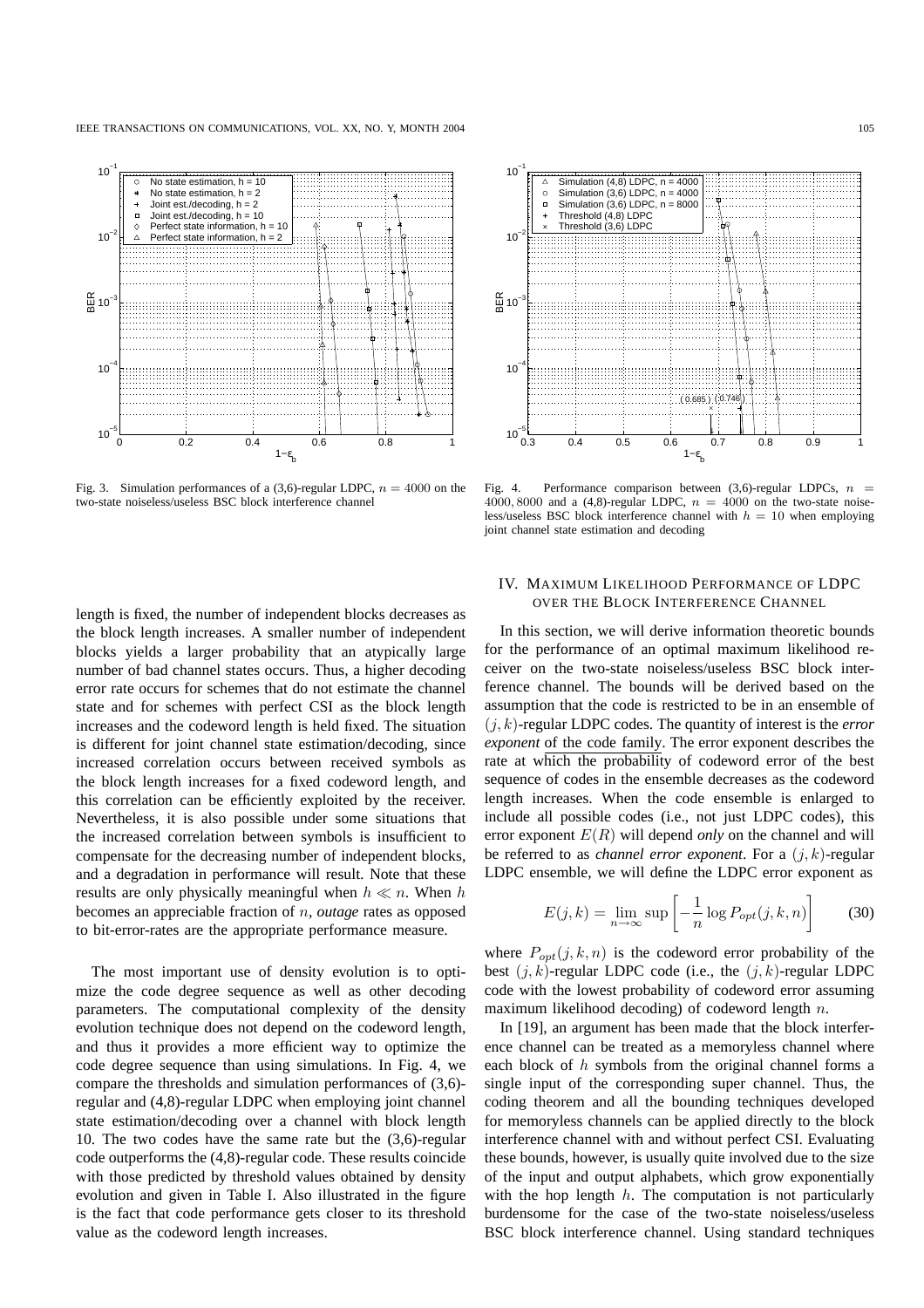Fig. 3. Simulation performances of a (3,6)-regular LDPC, $n = 4000$ on the two-state noiseless/useless BSC block interference channel

Fig. 4. Performance comparison between (3,6)-regular LDPCs, $n = 4000, 8000$ and a (4,8)-regular LDPC, $n = 4000$ on the two-state noiseless/useless BSC block interference channel with $h = 10$ when employing joint channel state estimation and decoding

length is fixed, the number of independent blocks decreases as the block length increases. A smaller number of independent blocks yields a larger probability that an atypically large number of bad channel states occurs. Thus, a higher decoding error rate occurs for schemes that do not estimate the channel state and for schemes with perfect CSI as the block length increases and the codeword length is held fixed. The situation is different for joint channel state estimation/decoding, since increased correlation occurs between received symbols as the block length increases for a fixed codeword length, and this correlation can be efficiently exploited by the receiver. Nevertheless, it is also possible under some situations that the increased correlation between symbols is insufficient to compensate for the decreasing number of independent blocks, and a degradation in performance will result. Note that these results are only physically meaningful when $h \ll n$. When $h$ becomes an appreciable fraction of $n$, *outage* rates as opposed to bit-error-rates are the appropriate performance measure.

The most important use of density evolution is to optimize the code degree sequence as well as other decoding parameters. The computational complexity of the density evolution technique does not depend on the codeword length, and thus it provides a more efficient way to optimize the code degree sequence than using simulations. In Fig. 4, we compare the thresholds and simulation performances of (3,6)-regular and (4,8)-regular LDPC when employing joint channel state estimation/decoding over a channel with block length 10. The two codes have the same rate but the (3,6)-regular code outperforms the (4,8)-regular code. These results coincide with those predicted by threshold values obtained by density evolution and given in Table I. Also illustrated in the figure is the fact that code performance gets closer to its threshold value as the codeword length increases.

## IV. Maximum Likelihood Performance of LDPC over the Block Interference Channel

In this section, we will derive information theoretic bounds for the performance of an optimal maximum likelihood receiver on the two-state noiseless/useless BSC block interference channel. The bounds will be derived based on the assumption that the code is restricted to be in an ensemble of $(j, k)$-regular LDPC codes. The quantity of interest is the *error exponent* of the code family. The error exponent describes the rate at which the probability of codeword error of the best sequence of codes in the ensemble decreases as the codeword length increases. When the code ensemble is enlarged to include all possible codes (i.e., not just LDPC codes), this error exponent $E(R)$ will depend *only* on the channel and will be referred to as *channel error exponent*. For a $(j, k)$-regular LDPC ensemble, we will define the LDPC error exponent as

$$E(j,k) = \lim_{n\to\infty} \sup \left[ -\frac{1}{n} \log P_{opt}(j,k,n) \right] \qquad (30)$$

where $P_{opt}(j,k,n)$ is the codeword error probability of the best $(j, k)$-regular LDPC code (i.e., the $(j, k)$-regular LDPC code with the lowest probability of codeword error assuming maximum likelihood decoding) of codeword length $n$.

In [19], an argument has been made that the block interference channel can be treated as a memoryless channel where each block of $h$ symbols from the original channel forms a single input of the corresponding super channel. Thus, the coding theorem and all the bounding techniques developed for memoryless channels can be applied directly to the block interference channel with and without perfect CSI. Evaluating these bounds, however, is usually quite involved due to the size of the input and output alphabets, which grow exponentially with the hop length $h$. The computation is not particularly burdensome for the case of the two-state noiseless/useless BSC block interference channel. Using standard techniques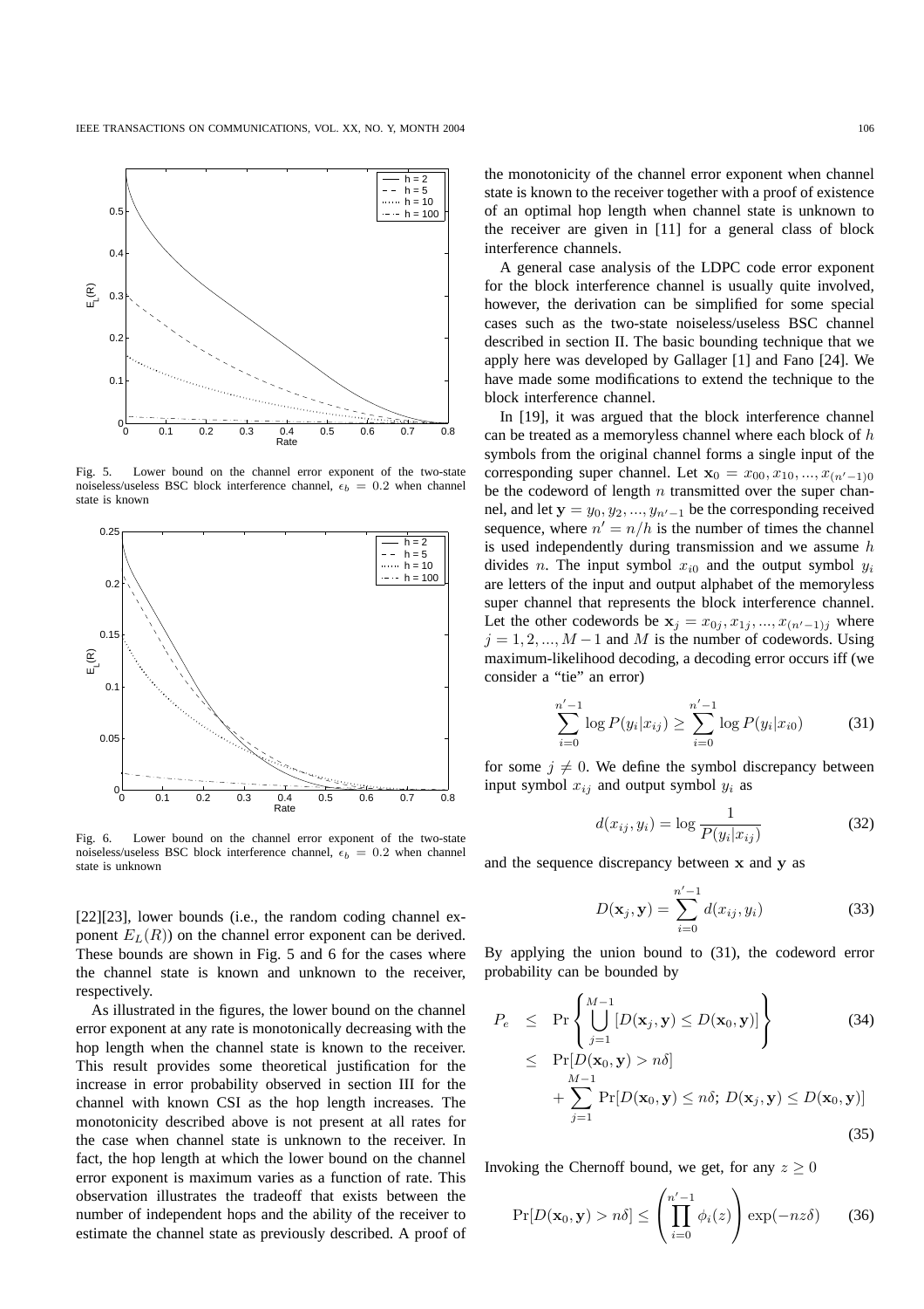Fig. 5. Lower bound on the channel error exponent of the two-state noiseless/useless BSC block interference channel, $\epsilon_b = 0.2$ when channel state is known

Fig. 6. Lower bound on the channel error exponent of the two-state noiseless/useless BSC block interference channel, $\epsilon_b = 0.2$ when channel state is unknown

[22][23], lower bounds (i.e., the random coding channel exponent $E_L(R)$) on the channel error exponent can be derived. These bounds are shown in Fig. 5 and 6 for the cases where the channel state is known and unknown to the receiver, respectively.

As illustrated in the figures, the lower bound on the channel error exponent at any rate is monotonically decreasing with the hop length when the channel state is known to the receiver. This result provides some theoretical justification for the increase in error probability observed in section III for the channel with known CSI as the hop length increases. The monotonicity described above is not present at all rates for the case when channel state is unknown to the receiver. In fact, the hop length at which the lower bound on the channel error exponent is maximum varies as a function of rate. This observation illustrates the tradeoff that exists between the number of independent hops and the ability of the receiver to estimate the channel state as previously described. A proof of the monotonicity of the channel error exponent when channel state is known to the receiver together with a proof of existence of an optimal hop length when channel state is unknown to the receiver are given in [11] for a general class of block interference channels.

A general case analysis of the LDPC code error exponent for the block interference channel is usually quite involved, however, the derivation can be simplified for some special cases such as the two-state noiseless/useless BSC channel described in section II. The basic bounding technique that we apply here was developed by Gallager [1] and Fano [24]. We have made some modifications to extend the technique to the block interference channel.

In [19], it was argued that the block interference channel can be treated as a memoryless channel where each block of $h$ symbols from the original channel forms a single input of the corresponding super channel. Let $\mathbf{x}_0 = x_{00}, x_{10}, ..., x_{(n'-1)0}$ be the codeword of length $n$ transmitted over the super channel, and let $\mathbf{y} = y_0, y_2, ..., y_{n'-1}$ be the corresponding received sequence, where $n' = n/h$ is the number of times the channel is used independently during transmission and we assume $h$ divides $n$. The input symbol $x_{i0}$ and the output symbol $y_i$ are letters of the input and output alphabet of the memoryless super channel that represents the block interference channel. Let the other codewords be $\mathbf{x}_j = x_{0j}, x_{1j}, ..., x_{(n'-1)j}$ where $j = 1, 2, ..., M-1$ and $M$ is the number of codewords. Using maximum-likelihood decoding, a decoding error occurs iff (we consider a "tie" an error)

$$\sum_{i=0}^{n'-1} \log P(y_i|x_{ij}) \geq \sum_{i=0}^{n'-1} \log P(y_i|x_{i0}) \tag{31}$$

for some $j \neq 0$. We define the symbol discrepancy between input symbol $x_{ij}$ and output symbol $y_i$ as

$$d(x_{ij}, y_i) = \log \frac{1}{P(y_i|x_{ij})} \tag{32}$$

and the sequence discrepancy between $\mathbf{x}$ and $\mathbf{y}$ as

$$D(\mathbf{x}_j, \mathbf{y}) = \sum_{i=0}^{n'-1} d(x_{ij}, y_i) \tag{33}$$

By applying the union bound to (31), the codeword error probability can be bounded by

$$\begin{aligned} P_e &\leq \Pr\left\{ \bigcup_{j=1}^{M-1} [D(\mathbf{x}_j, \mathbf{y}) \leq D(\mathbf{x}_0, \mathbf{y})] \right\} \quad (34) \\ &\leq \Pr[D(\mathbf{x}_0, \mathbf{y}) > n\delta] \\ &\quad + \sum_{j=1}^{M-1} \Pr[D(\mathbf{x}_0, \mathbf{y}) \leq n\delta;\ D(\mathbf{x}_j, \mathbf{y}) \leq D(\mathbf{x}_0, \mathbf{y})] \quad (35) \end{aligned}$$

Invoking the Chernoff bound, we get, for any $z \geq 0$

$$\Pr[D(\mathbf{x}_0, \mathbf{y}) > n\delta] \leq \left( \prod_{i=0}^{n'-1} \phi_i(z) \right) \exp(-nz\delta) \tag{36}$$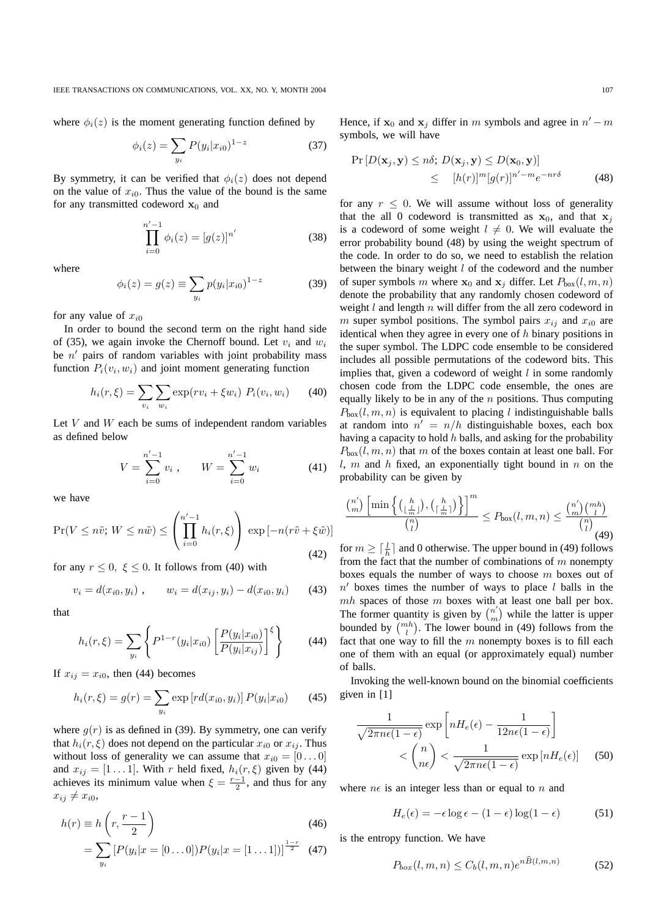where $\phi_i(z)$ is the moment generating function defined by

$$\phi_i(z) = \sum_{y_i} P(y_i|x_{i0})^{1-z} \tag{37}$$

By symmetry, it can be verified that $\phi_i(z)$ does not depend on the value of $x_{i0}$. Thus the value of the bound is the same for any transmitted codeword $\mathbf{x}_0$ and

$$\prod_{i=0}^{n'-1} \phi_i(z) = [g(z)]^{n'} \tag{38}$$

where

$$\phi_i(z) = g(z) \equiv \sum_{y_i} p(y_i|x_{i0})^{1-z} \tag{39}$$

for any value of $x_{i0}$

In order to bound the second term on the right hand side of (35), we again invoke the Chernoff bound. Let $v_i$ and $w_i$ be $n'$ pairs of random variables with joint probability mass function $P_i(v_i, w_i)$ and joint moment generating function

$$h_i(r, \xi) = \sum_{v_i} \sum_{w_i} \exp(r v_i + \xi w_i) \; P_i(v_i, w_i) \tag{40}$$

Let $V$ and $W$ each be sums of independent random variables as defined below

$$V = \sum_{i=0}^{n'-1} v_i \; , \qquad W = \sum_{i=0}^{n'-1} w_i \tag{41}$$

we have

$$\Pr(V \leq n\tilde{v};\, W \leq n\tilde{w}) \leq \left( \prod_{i=0}^{n'-1} h_i(r, \xi) \right) \exp\left[-n(r\tilde{v} + \xi\tilde{w})\right] \tag{42}$$

for any $r \leq 0, \; \xi \leq 0$. It follows from (40) with

$$v_i = d(x_{i0}, y_i) \; , \qquad w_i = d(x_{ij}, y_i) - d(x_{i0}, y_i) \tag{43}$$

that

$$h_i(r, \xi) = \sum_{y_i} \left\{ P^{1-r}(y_i|x_{i0}) \left[ \frac{P(y_i|x_{i0})}{P(y_i|x_{ij})} \right]^{\xi} \right\} \tag{44}$$

If $x_{ij} = x_{i0}$, then (44) becomes

$$h_i(r, \xi) = g(r) = \sum_{y_i} \exp\left[r d(x_{i0}, y_i)\right] P(y_i|x_{i0}) \tag{45}$$

where $g(r)$ is as defined in (39). By symmetry, one can verify that $h_i(r, \xi)$ does not depend on the particular $x_{i0}$ or $x_{ij}$. Thus without loss of generality we can assume that $x_{i0} = [0 \ldots 0]$ and $x_{ij} = [1 \ldots 1]$. With $r$ held fixed, $h_i(r, \xi)$ given by (44) achieves its minimum value when $\xi = \frac{r-1}{2}$, and thus for any $x_{ij} \neq x_{i0}$,

$$h(r) \equiv h\left(r, \frac{r-1}{2}\right) \tag{46}$$

$$= \sum_{y_i} \left[P(y_i|x = [0 \ldots 0]) P(y_i|x = [1 \ldots 1])\right]^{\frac{1-r}{2}} \tag{47}$$

Hence, if $\mathbf{x}_0$ and $\mathbf{x}_j$ differ in $m$ symbols and agree in $n' - m$ symbols, we will have

$$\Pr\left[D(\mathbf{x}_j, \mathbf{y}) \leq n\delta;\, D(\mathbf{x}_j, \mathbf{y}) \leq D(\mathbf{x}_0, \mathbf{y})\right] \leq [h(r)]^m [g(r)]^{n'-m} e^{-nr\delta} \tag{48}$$

for any $r \leq 0$. We will assume without loss of generality that the all 0 codeword is transmitted as $\mathbf{x}_0$, and that $\mathbf{x}_j$ is a codeword of some weight $l \neq 0$. We will evaluate the error probability bound (48) by using the weight spectrum of the code. In order to do so, we need to establish the relation between the binary weight $l$ of the codeword and the number of super symbols $m$ where $\mathbf{x}_0$ and $\mathbf{x}_j$ differ. Let $P_{\text{box}}(l, m, n)$ denote the probability that any randomly chosen codeword of weight $l$ and length $n$ will differ from the all zero codeword in $m$ super symbol positions. The symbol pairs $x_{ij}$ and $x_{i0}$ are identical when they agree in every one of $h$ binary positions in the super symbol. The LDPC code ensemble to be considered includes all possible permutations of the codeword bits. This implies that, given a codeword of weight $l$ in some randomly chosen code from the LDPC code ensemble, the ones are equally likely to be in any of the $n$ positions. Thus computing $P_{\text{box}}(l, m, n)$ is equivalent to placing $l$ indistinguishable balls at random into $n' = n/h$ distinguishable boxes, each box having a capacity to hold $h$ balls, and asking for the probability $P_{\text{box}}(l, m, n)$ that $m$ of the boxes contain at least one ball. For $l$, $m$ and $h$ fixed, an exponentially tight bound in $n$ on the probability can be given by

$$\frac{\binom{n'}{m} \left[\min\left\{\binom{h}{\lfloor \frac{l}{m} \rfloor}, \binom{h}{\lceil \frac{l}{m} \rceil}\right\}\right]^m}{\binom{n}{l}} \leq P_{\text{box}}(l, m, n) \leq \frac{\binom{n'}{m}\binom{mh}{l}}{\binom{n}{l}} \tag{49}$$

for $m \geq \lceil \frac{l}{h} \rceil$ and 0 otherwise. The upper bound in (49) follows from the fact that the number of combinations of $m$ nonempty boxes equals the number of ways to choose $m$ boxes out of $n'$ boxes times the number of ways to place $l$ balls in the $mh$ spaces of those $m$ boxes with at least one ball per box. The former quantity is given by $\binom{n'}{m}$ while the latter is upper bounded by $\binom{mh}{l}$. The lower bound in (49) follows from the fact that one way to fill the $m$ nonempty boxes is to fill each one of them with an equal (or approximately equal) number of balls.

Invoking the well-known bound on the binomial coefficients given in [1]

$$\frac{1}{\sqrt{2\pi n\epsilon(1-\epsilon)}} \exp\left[nH_e(\epsilon) - \frac{1}{12n\epsilon(1-\epsilon)}\right] < \binom{n}{n\epsilon} < \frac{1}{\sqrt{2\pi n\epsilon(1-\epsilon)}} \exp\left[nH_e(\epsilon)\right] \tag{50}$$

where $n\epsilon$ is an integer less than or equal to $n$ and

$$H_e(\epsilon) = -\epsilon \log \epsilon - (1-\epsilon)\log(1-\epsilon) \tag{51}$$

is the entropy function. We have

$$P_{box}(l, m, n) \leq C_b(l, m, n) e^{n\widehat{B}(l, m, n)} \tag{52}$$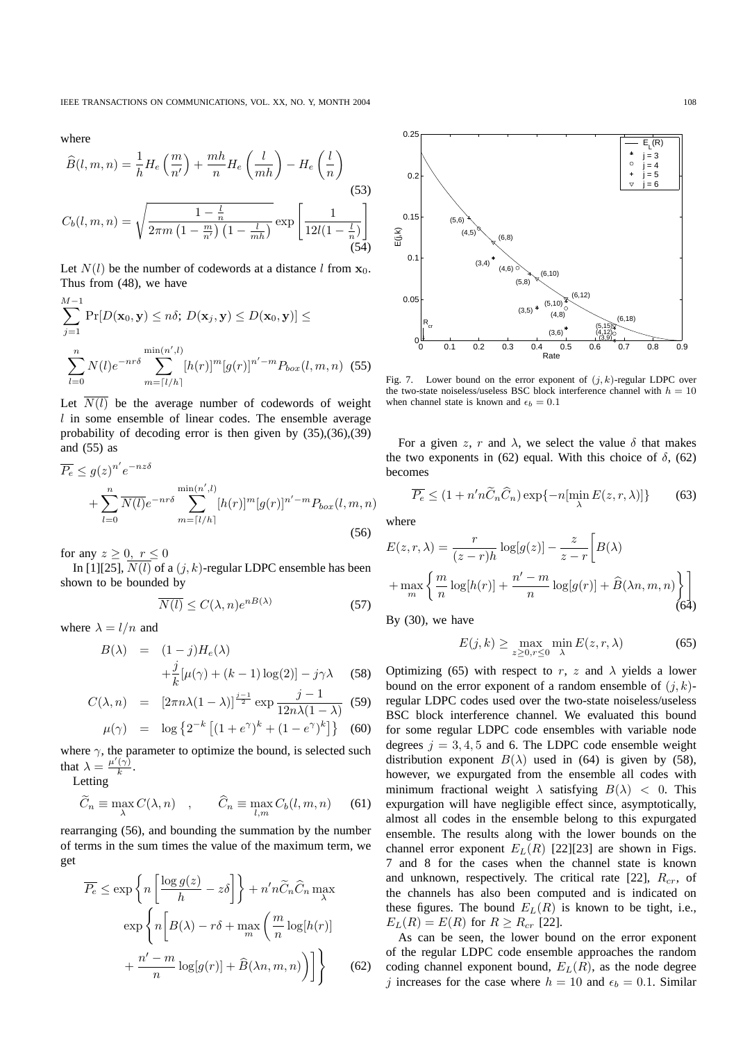where

$$\widehat{B}(l,m,n) = \frac{1}{h} H_e\left(\frac{m}{n'}\right) + \frac{mh}{n} H_e\left(\frac{l}{mh}\right) - H_e\left(\frac{l}{n}\right) \tag{53}$$

$$C_b(l,m,n) = \sqrt{\frac{1-\frac{l}{n}}{2\pi m\left(1-\frac{m}{n'}\right)\left(1-\frac{l}{mh}\right)}} \exp\left[\frac{1}{12l(1-\frac{l}{n})}\right] \tag{54}$$

Let $N(l)$ be the number of codewords at a distance $l$ from $\mathbf{x}_0$. Thus from (48), we have

$$\sum_{j=1}^{M-1} \Pr[D(\mathbf{x}_0, \mathbf{y}) \leq n\delta;\ D(\mathbf{x}_j, \mathbf{y}) \leq D(\mathbf{x}_0, \mathbf{y})] \leq$$

$$\sum_{l=0}^{n} N(l) e^{-nr\delta} \sum_{m=\lceil l/h \rceil}^{\min(n',l)} [h(r)]^m [g(r)]^{n'-m} P_{box}(l,m,n) \tag{55}$$

Let $\overline{N(l)}$ be the average number of codewords of weight $l$ in some ensemble of linear codes. The ensemble average probability of decoding error is then given by (35),(36),(39) and (55) as

$$\overline{P_e} \leq g(z)^{n'} e^{-nz\delta} + \sum_{l=0}^{n} \overline{N(l)} e^{-nr\delta} \sum_{m=\lceil l/h \rceil}^{\min(n',l)} [h(r)]^m [g(r)]^{n'-m} P_{box}(l,m,n) \tag{56}$$

for any $z \geq 0,\ r \leq 0$

In [1][25], $\overline{N(l)}$ of a $(j,k)$-regular LDPC ensemble has been shown to be bounded by

$$\overline{N(l)} \leq C(\lambda, n) e^{nB(\lambda)} \tag{57}$$

where $\lambda = l/n$ and

$$\begin{aligned} B(\lambda) &= (1-j)H_e(\lambda) \\ &\quad + \frac{j}{k}[\mu(\gamma) + (k-1)\log(2)] - j\gamma\lambda \end{aligned} \tag{58}$$

$$C(\lambda, n) = [2\pi n\lambda(1-\lambda)]^{\frac{j-1}{2}} \exp\frac{j-1}{12n\lambda(1-\lambda)} \tag{59}$$

$$\mu(\gamma) = \log\left\{2^{-k}\left[(1+e^{\gamma})^k + (1-e^{\gamma})^k\right]\right\} \tag{60}$$

where $\gamma$, the parameter to optimize the bound, is selected such that $\lambda = \frac{\mu'(\gamma)}{k}$.

Letting

$$\widetilde{C}_n \equiv \max_{\lambda} C(\lambda, n) \quad , \qquad \widehat{C}_n \equiv \max_{l,m} C_b(l,m,n) \tag{61}$$

rearranging (56), and bounding the summation by the number of terms in the sum times the value of the maximum term, we get

$$\begin{aligned} \overline{P_e} \leq \exp\left\{n\left[\frac{\log g(z)}{h} - z\delta\right]\right\} + n'n\widetilde{C}_n\widehat{C}_n \max_{\lambda} \\ \exp\left\{n\left[B(\lambda) - r\delta + \max_{m}\left(\frac{m}{n}\log[h(r)] \right.\right.\right. \\ \left.\left.\left. + \frac{n'-m}{n}\log[g(r)] + \widehat{B}(\lambda n, m, n)\right)\right]\right\} \end{aligned} \tag{62}$$

Fig. 7. Lower bound on the error exponent of $(j,k)$-regular LDPC over the two-state noiseless/useless BSC block interference channel with $h = 10$ when channel state is known and $\epsilon_b = 0.1$

For a given $z$, $r$ and $\lambda$, we select the value $\delta$ that makes the two exponents in (62) equal. With this choice of $\delta$, (62) becomes

$$\overline{P_e} \leq (1 + n'n\widetilde{C}_n\widehat{C}_n)\exp\{-n[\min_{\lambda} E(z,r,\lambda)]\} \tag{63}$$

where

$$\begin{aligned} E(z,r,\lambda) &= \frac{r}{(z-r)h}\log[g(z)] - \frac{z}{z-r}\Bigg[B(\lambda) \\ &+ \max_{m}\left\{\frac{m}{n}\log[h(r)] + \frac{n'-m}{n}\log[g(r)] + \widehat{B}(\lambda n, m, n)\right\}\Bigg] \end{aligned} \tag{64}$$

By (30), we have

$$E(j,k) \geq \max_{z\geq 0, r\leq 0} \min_{\lambda} E(z,r,\lambda) \tag{65}$$

Optimizing (65) with respect to $r$, $z$ and $\lambda$ yields a lower bound on the error exponent of a random ensemble of $(j,k)$-regular LDPC codes used over the two-state noiseless/useless BSC block interference channel. We evaluated this bound for some regular LDPC code ensembles with variable node degrees $j = 3, 4, 5$ and 6. The LDPC code ensemble weight distribution exponent $B(\lambda)$ used in (64) is given by (58), however, we expurgated from the ensemble all codes with minimum fractional weight $\lambda$ satisfying $B(\lambda) < 0$. This expurgation will have negligible effect since, asymptotically, almost all codes in the ensemble belong to this expurgated ensemble. The results along with the lower bounds on the channel error exponent $E_L(R)$ [22][23] are shown in Figs. 7 and 8 for the cases when the channel state is known and unknown, respectively. The critical rate [22], $R_{cr}$, of the channels has also been computed and is indicated on these figures. The bound $E_L(R)$ is known to be tight, i.e., $E_L(R) = E(R)$ for $R \geq R_{cr}$ [22].

As can be seen, the lower bound on the error exponent of the regular LDPC code ensemble approaches the random coding channel exponent bound, $E_L(R)$, as the node degree $j$ increases for the case where $h = 10$ and $\epsilon_b = 0.1$. Similar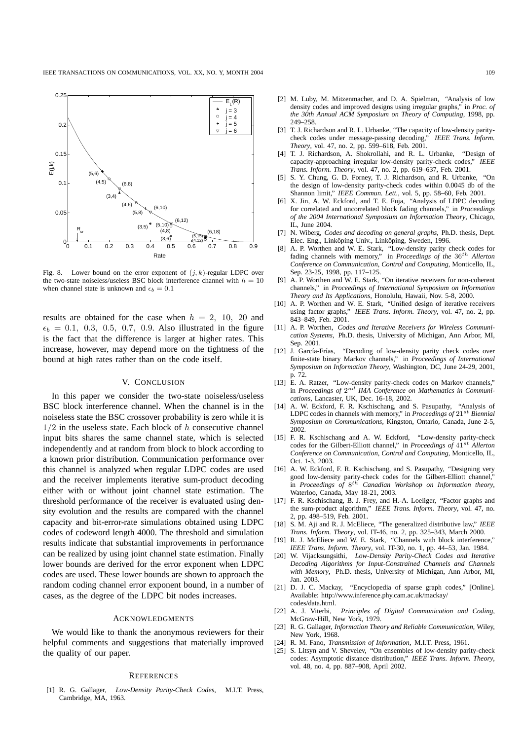Fig. 8. Lower bound on the error exponent of $(j,k)$-regular LDPC over the two-state noiseless/useless BSC block interference channel with $h = 10$ when channel state is unknown and $\epsilon_b = 0.1$

results are obtained for the case when $h = 2,\ 10,\ 20$ and $\epsilon_b = 0.1,\ 0.3,\ 0.5,\ 0.7,\ 0.9$. Also illustrated in the figure is the fact that the difference is larger at higher rates. This increase, however, may depend more on the tightness of the bound at high rates rather than on the code itself.

## V. Conclusion

In this paper we consider the two-state noiseless/useless BSC block interference channel. When the channel is in the noiseless state the BSC crossover probability is zero while it is $1/2$ in the useless state. Each block of $h$ consecutive channel input bits shares the same channel state, which is selected independently and at random from block to block according to a known prior distribution. Communication performance over this channel is analyzed when regular LDPC codes are used and the receiver implements iterative sum-product decoding either with or without joint channel state estimation. The threshold performance of the receiver is evaluated using density evolution and the results are compared with the channel capacity and bit-error-rate simulations obtained using LDPC codes of codeword length 4000. The threshold and simulation results indicate that substantial improvements in performance can be realized by using joint channel state estimation. Finally lower bounds are derived for the error exponent when LDPC codes are used. These lower bounds are shown to approach the random coding channel error exponent bound, in a number of cases, as the degree of the LDPC bit nodes increases.

## Acknowledgments

We would like to thank the anonymous reviewers for their helpful comments and suggestions that materially improved the quality of our paper.

## References

[1] R. G. Gallager, *Low-Density Parity-Check Codes*, M.I.T. Press, Cambridge, MA, 1963.

[2] M. Luby, M. Mitzenmacher, and D. A. Spielman, "Analysis of low density codes and improved designs using irregular graphs," in *Proc. of the 30th Annual ACM Symposium on Theory of Computing*, 1998, pp. 249–258.

[3] T. J. Richardson and R. L. Urbanke, "The capacity of low-density parity-check codes under message-passing decoding," *IEEE Trans. Inform. Theory*, vol. 47, no. 2, pp. 599–618, Feb. 2001.

[4] T. J. Richardson, A. Shokrollahi, and R. L. Urbanke, "Design of capacity-approaching irregular low-density parity-check codes," *IEEE Trans. Inform. Theory*, vol. 47, no. 2, pp. 619–637, Feb. 2001.

[5] S. Y. Chung, G. D. Forney, T. J. Richardson, and R. Urbanke, "On the design of low-density parity-check codes within 0.0045 db of the Shannon limit," *IEEE Commun. Lett.*, vol. 5, pp. 58–60, Feb. 2001.

[6] X. Jin, A. W. Eckford, and T. E. Fuja, "Analysis of LDPC decoding for correlated and uncorrelated block fading channels," in *Proceedings of the 2004 International Symposium on Information Theory*, Chicago, IL, June 2004.

[7] N. Wiberg, *Codes and decoding on general graphs*, Ph.D. thesis, Dept. Elec. Eng., Linköping Univ., Linköping, Sweden, 1996.

[8] A. P. Worthen and W. E. Stark, "Low-density parity check codes for fading channels with memory," in *Proceedings of the $36^{th}$ Allerton Conference on Communication, Control and Computing*, Monticello, IL, Sep. 23-25, 1998, pp. 117–125.

[9] A. P. Worthen and W. E. Stark, "On iterative receivers for non-coherent channels," in *Proceedings of International Symposium on Information Theory and Its Applications*, Honolulu, Hawaii, Nov. 5-8, 2000.

[10] A. P. Worthen and W. E. Stark, "Unified design of iterative receivers using factor graphs," *IEEE Trans. Inform. Theory*, vol. 47, no. 2, pp. 843–849, Feb. 2001.

[11] A. P. Worthen, *Codes and Iterative Receivers for Wireless Communication Systems*, Ph.D. thesis, University of Michigan, Ann Arbor, MI, Sep. 2001.

[12] J. García-Frías, "Decoding of low-density parity check codes over finite-state binary Markov channels," in *Proceedings of International Symposium on Information Theory*, Washington, DC, June 24-29, 2001, p. 72.

[13] E. A. Ratzer, "Low-density parity-check codes on Markov channels," in *Proceedings of $2^{nd}$ IMA Conference on Mathematics in Communications*, Lancaster, UK, Dec. 16-18, 2002.

[14] A. W. Eckford, F. R. Kschischang, and S. Pasupathy, "Analysis of LDPC codes in channels with memory," in *Proceedings of $21^{st}$ Biennial Symposium on Communications*, Kingston, Ontario, Canada, June 2-5, 2002.

[15] F. R. Kschischang and A. W. Eckford, "Low-density parity-check codes for the Gilbert-Elliott channel," in *Proceedings of $41^{st}$ Allerton Conference on Communication, Control and Computing*, Monticello, IL, Oct. 1-3, 2003.

[16] A. W. Eckford, F. R. Kschischang, and S. Pasupathy, "Designing very good low-density parity-check codes for the Gilbert-Elliott channel," in *Proceedings of $8^{th}$ Canadian Workshop on Information theory*, Waterloo, Canada, May 18-21, 2003.

[17] F. R. Kschischang, B. J. Frey, and H.-A. Loeliger, "Factor graphs and the sum-product algorithm," *IEEE Trans. Inform. Theory*, vol. 47, no. 2, pp. 498–519, Feb. 2001.

[18] S. M. Aji and R. J. McEliece, "The generalized distributive law," *IEEE Trans. Inform. Theory*, vol. IT-46, no. 2, pp. 325–343, March 2000.

[19] R. J. McEliece and W. E. Stark, "Channels with block interference," *IEEE Trans. Inform. Theory*, vol. IT-30, no. 1, pp. 44–53, Jan. 1984.

[20] W. Vijacksungsithi, *Low-Density Parity-Check Codes and Iterative Decoding Algorithms for Input-Constrained Channels and Channels with Memory*, Ph.D. thesis, University of Michigan, Ann Arbor, MI, Jan. 2003.

[21] D. J. C. Mackay, "Encyclopedia of sparse graph codes," [Online]. Available: http://www.inference.phy.cam.ac.uk/mackay/codes/data.html.

[22] A. J. Viterbi, *Principles of Digital Communication and Coding*, McGraw-Hill, New York, 1979.

[23] R. G. Gallager, *Information Theory and Reliable Communication*, Wiley, New York, 1968.

[24] R. M. Fano, *Transmission of Information*, M.I.T. Press, 1961.

[25] S. Litsyn and V. Shevelev, "On ensembles of low-density parity-check codes: Asymptotic distance distribution," *IEEE Trans. Inform. Theory*, vol. 48, no. 4, pp. 887–908, April 2002.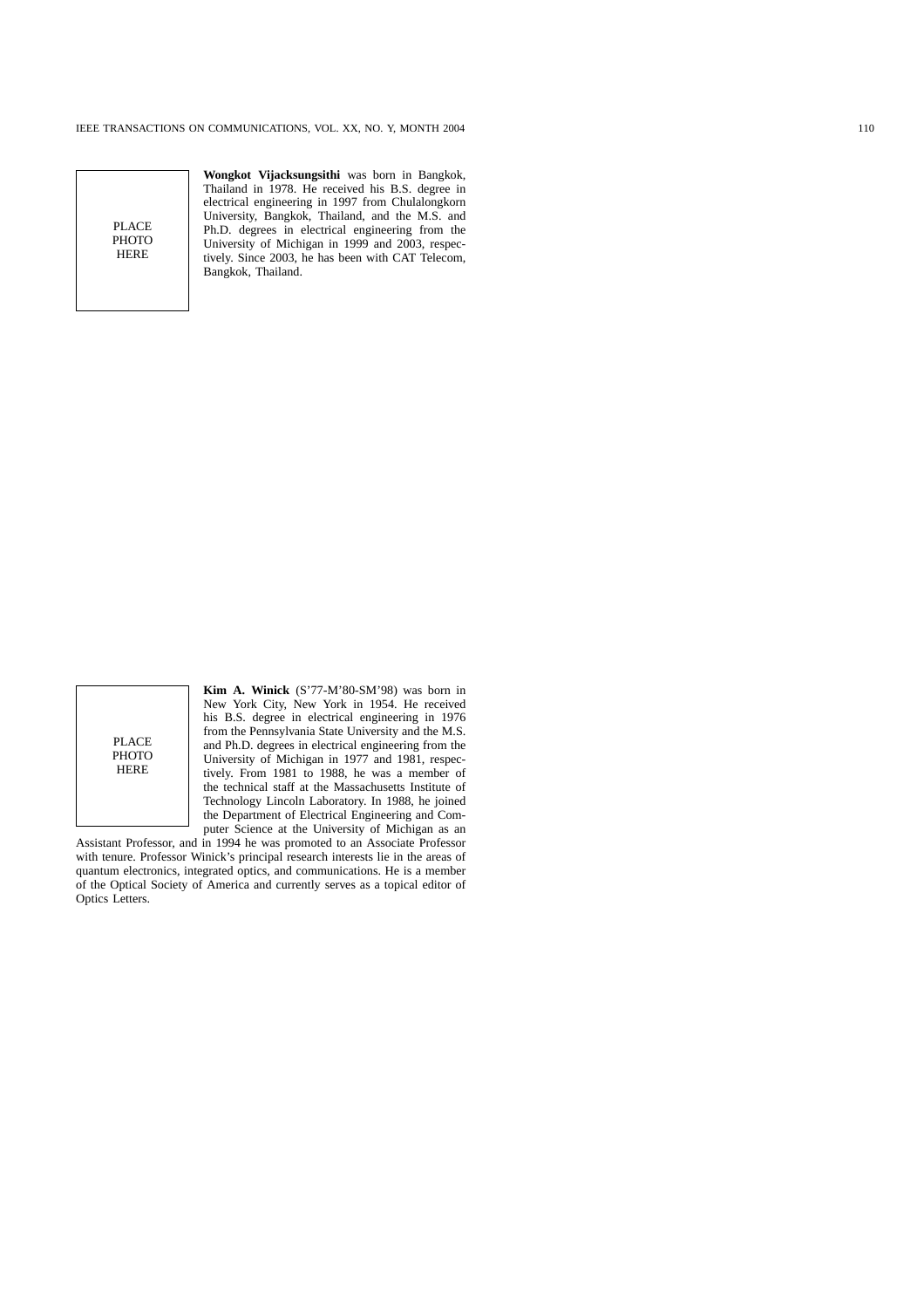PLACE PHOTO HERE

**Wongkot Vijacksungsithi** was born in Bangkok, Thailand in 1978. He received his B.S. degree in electrical engineering in 1997 from Chulalongkorn University, Bangkok, Thailand, and the M.S. and Ph.D. degrees in electrical engineering from the University of Michigan in 1999 and 2003, respectively. Since 2003, he has been with CAT Telecom, Bangkok, Thailand.

PLACE PHOTO HERE

**Kim A. Winick** (S'77-M'80-SM'98) was born in New York City, New York in 1954. He received his B.S. degree in electrical engineering in 1976 from the Pennsylvania State University and the M.S. and Ph.D. degrees in electrical engineering from the University of Michigan in 1977 and 1981, respectively. From 1981 to 1988, he was a member of the technical staff at the Massachusetts Institute of Technology Lincoln Laboratory. In 1988, he joined the Department of Electrical Engineering and Computer Science at the University of Michigan as an Assistant Professor, and in 1994 he was promoted to an Associate Professor with tenure. Professor Winick's principal research interests lie in the areas of quantum electronics, integrated optics, and communications. He is a member of the Optical Society of America and currently serves as a topical editor of Optics Letters.